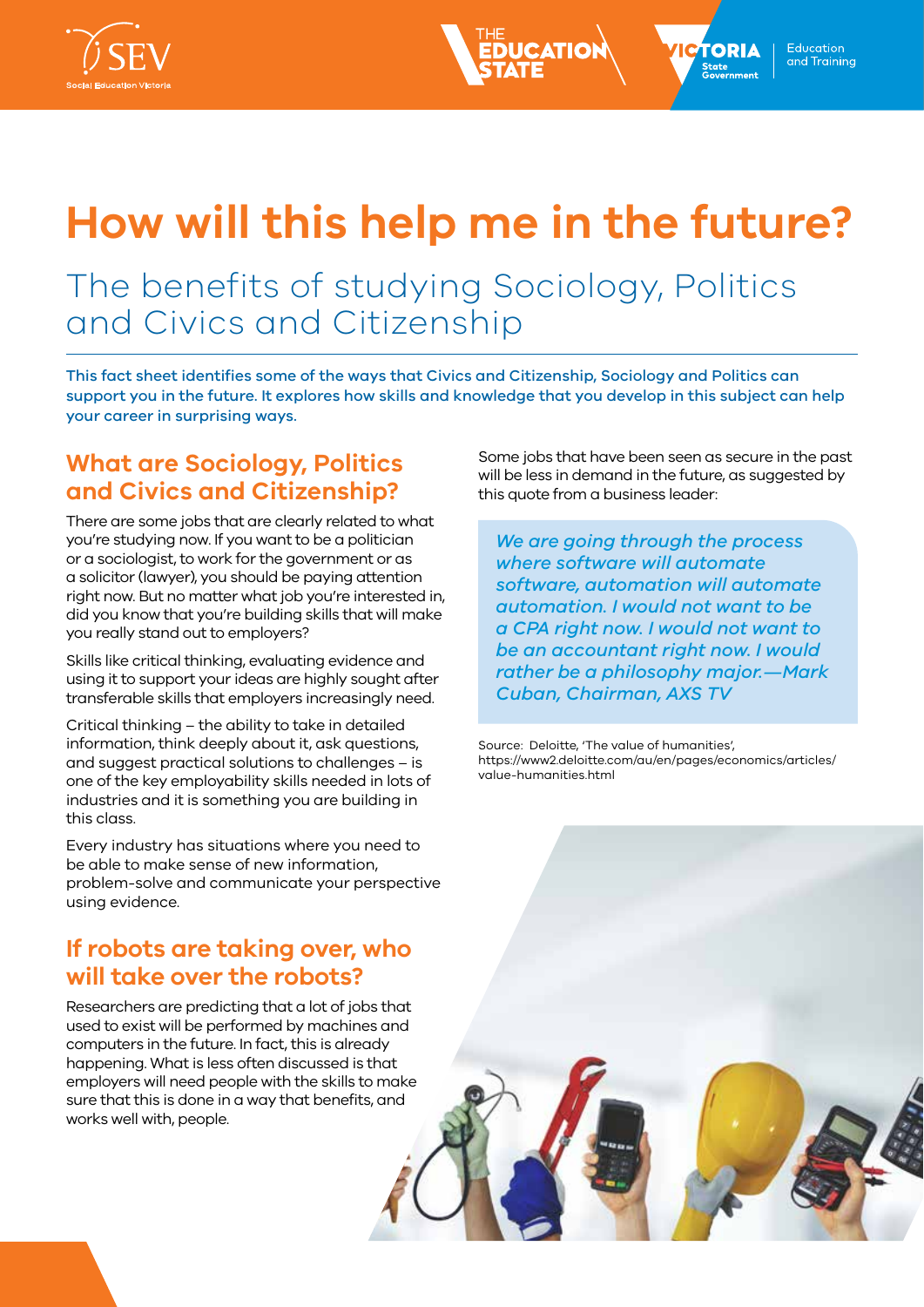# How will this help me in the future?

## The benefits of studying Sociology, Politics and Civics and Citizenship

**This fact sheet identifies some of the ways that Civics and Citizenship, Sociology and Politics can support you in the future. It explores how skills and knowledge that you develop in this subject can help your career in surprising ways.**

### What are Sociology, Politics and Civics and Citizenship?

There are some jobs that are clearly related to what you're studying now. If you want to be a politician or a sociologist, to work for the government or as a solicitor (lawyer), you should be paying attention right now. But no matter what job you're interested in, did you know that you're building skills that will make you really stand out to employers?

Skills like critical thinking, evaluating evidence and using it to support your ideas are highly sought after transferable skills that employers increasingly need.

Critical thinking – the ability to take in detailed information, think deeply about it, ask questions, and suggest practical solutions to challenges – is one of the key employability skills needed in lots of industries and it is something you are building in this class.

Every industry has situations where you need to be able to make sense of new information, problem-solve and communicate your perspective using evidence.

### If robots are taking over, who will take over the robots?

Researchers are predicting that a lot of jobs that used to exist will be performed by machines and computers in the future. In fact, this is already happening. What is less often discussed is that employers will need people with the skills to make sure that this is done in a way that benefits, and works well with, people.

Some jobs that have been seen as secure in the past will be less in demand in the future, as suggested by this quote from a business leader:

> *We are going through the process where software will automate software, automation will automate automation. I would not want to be a CPA right now. I would not want to be an accountant right now. I would rather be a philosophy major.—Mark Cuban, Chairman, AXS TV*

Source: Deloitte, 'The value of humanities', https://www2.deloitte.com/au/en/pages/economics/articles/value-humanities.html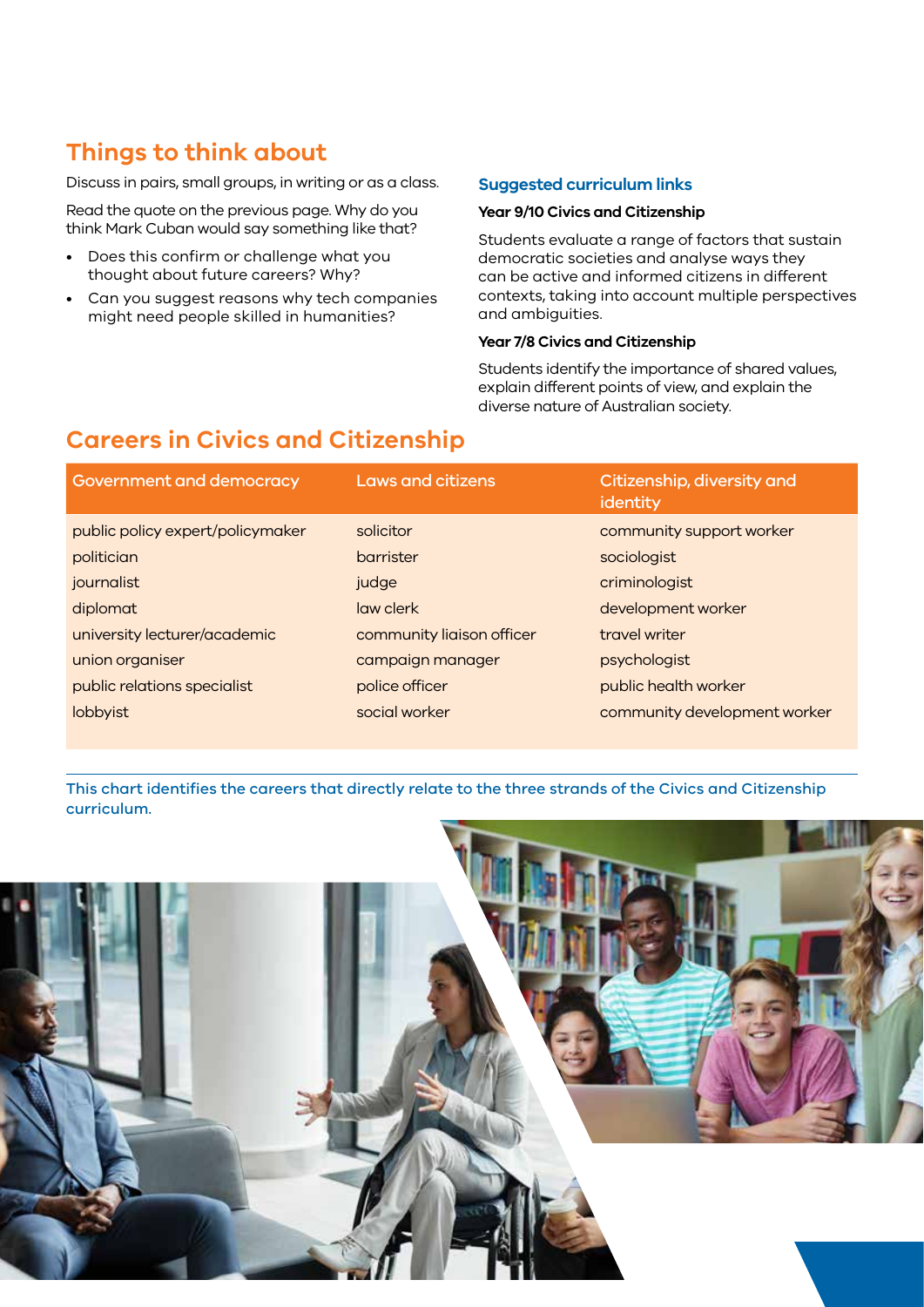## Things to think about

Discuss in pairs, small groups, in writing or as a class.

Read the quote on the previous page. Why do you think Mark Cuban would say something like that?

- Does this confirm or challenge what you thought about future careers? Why?
- Can you suggest reasons why tech companies might need people skilled in humanities?

### Suggested curriculum links

**Year 9/10 Civics and Citizenship**

Students evaluate a range of factors that sustain democratic societies and analyse ways they can be active and informed citizens in different contexts, taking into account multiple perspectives and ambiguities.

**Year 7/8 Civics and Citizenship**

Students identify the importance of shared values, explain different points of view, and explain the diverse nature of Australian society.

## Careers in Civics and Citizenship

| Government and democracy | Laws and citizens | Citizenship, diversity and identity |
|---|---|---|
| public policy expert/policymaker | solicitor | community support worker |
| politician | barrister | sociologist |
| journalist | judge | criminologist |
| diplomat | law clerk | development worker |
| university lecturer/academic | community liaison officer | travel writer |
| union organiser | campaign manager | psychologist |
| public relations specialist | police officer | public health worker |
| lobbyist | social worker | community development worker |

This chart identifies the careers that directly relate to the three strands of the Civics and Citizenship curriculum.